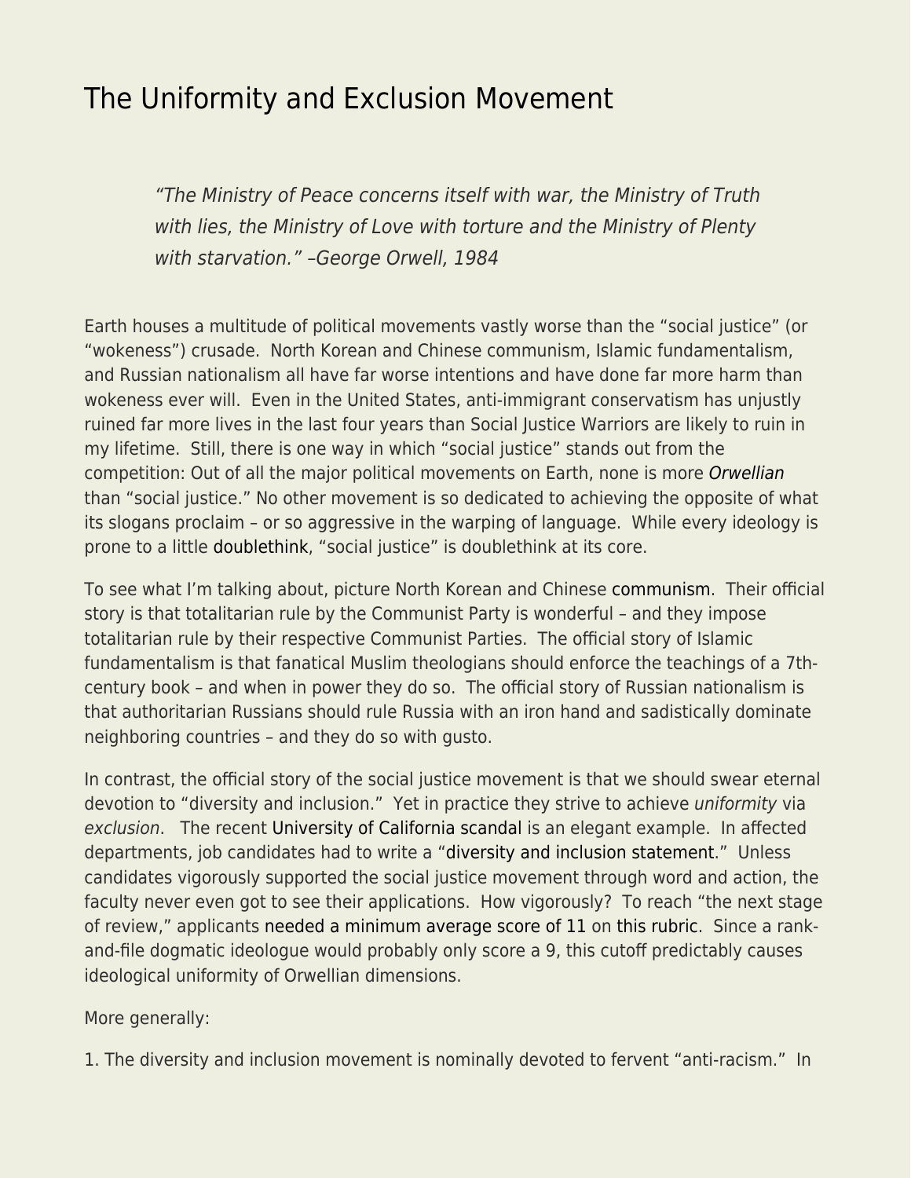# The Uniformity and Exclusion Movement

> *"The Ministry of Peace concerns itself with war, the Ministry of Truth with lies, the Ministry of Love with torture and the Ministry of Plenty with starvation." –George Orwell, 1984*

Earth houses a multitude of political movements vastly worse than the "social justice" (or "wokeness") crusade. North Korean and Chinese communism, Islamic fundamentalism, and Russian nationalism all have far worse intentions and have done far more harm than wokeness ever will. Even in the United States, anti-immigrant conservatism has unjustly ruined far more lives in the last four years than Social Justice Warriors are likely to ruin in my lifetime. Still, there is one way in which "social justice" stands out from the competition: Out of all the major political movements on Earth, none is more *Orwellian* than "social justice." No other movement is so dedicated to achieving the opposite of what its slogans proclaim – or so aggressive in the warping of language. While every ideology is prone to a little doublethink, "social justice" is doublethink at its core.

To see what I'm talking about, picture North Korean and Chinese communism. Their official story is that totalitarian rule by the Communist Party is wonderful – and they impose totalitarian rule by their respective Communist Parties. The official story of Islamic fundamentalism is that fanatical Muslim theologians should enforce the teachings of a 7th-century book – and when in power they do so. The official story of Russian nationalism is that authoritarian Russians should rule Russia with an iron hand and sadistically dominate neighboring countries – and they do so with gusto.

In contrast, the official story of the social justice movement is that we should swear eternal devotion to "diversity and inclusion." Yet in practice they strive to achieve *uniformity* via *exclusion*. The recent University of California scandal is an elegant example. In affected departments, job candidates had to write a "diversity and inclusion statement." Unless candidates vigorously supported the social justice movement through word and action, the faculty never even got to see their applications. How vigorously? To reach "the next stage of review," applicants needed a minimum average score of 11 on this rubric. Since a rank-and-file dogmatic ideologue would probably only score a 9, this cutoff predictably causes ideological uniformity of Orwellian dimensions.

More generally:

1. The diversity and inclusion movement is nominally devoted to fervent "anti-racism." In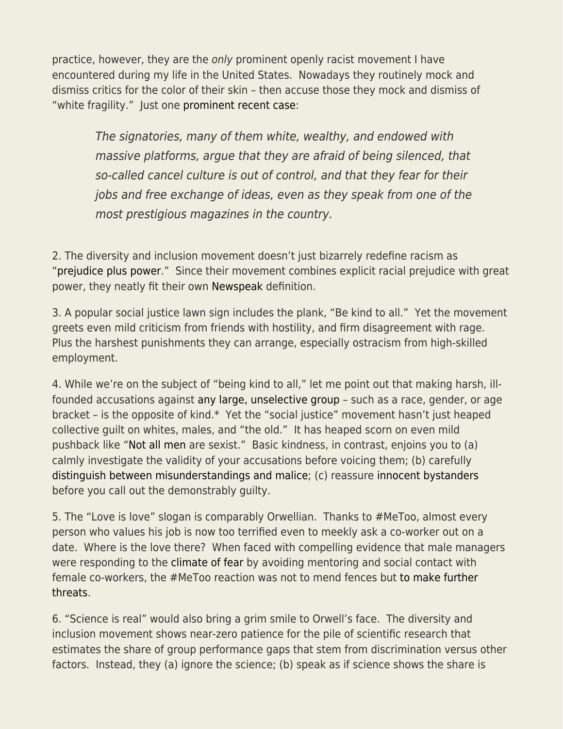practice, however, they are the *only* prominent openly racist movement I have encountered during my life in the United States. Nowadays they routinely mock and dismiss critics for the color of their skin – then accuse those they mock and dismiss of "white fragility." Just one prominent recent case:

> *The signatories, many of them white, wealthy, and endowed with massive platforms, argue that they are afraid of being silenced, that so-called cancel culture is out of control, and that they fear for their jobs and free exchange of ideas, even as they speak from one of the most prestigious magazines in the country.*

2. The diversity and inclusion movement doesn't just bizarrely redefine racism as "prejudice plus power." Since their movement combines explicit racial prejudice with great power, they neatly fit their own Newspeak definition.

3. A popular social justice lawn sign includes the plank, "Be kind to all." Yet the movement greets even mild criticism from friends with hostility, and firm disagreement with rage. Plus the harshest punishments they can arrange, especially ostracism from high-skilled employment.

4. While we're on the subject of "being kind to all," let me point out that making harsh, ill-founded accusations against any large, unselective group – such as a race, gender, or age bracket – is the opposite of kind.* Yet the "social justice" movement hasn't just heaped collective guilt on whites, males, and "the old." It has heaped scorn on even mild pushback like "Not all men are sexist." Basic kindness, in contrast, enjoins you to (a) calmly investigate the validity of your accusations before voicing them; (b) carefully distinguish between misunderstandings and malice; (c) reassure innocent bystanders before you call out the demonstrably guilty.

5. The "Love is love" slogan is comparably Orwellian. Thanks to #MeToo, almost every person who values his job is now too terrified even to meekly ask a co-worker out on a date. Where is the love there? When faced with compelling evidence that male managers were responding to the climate of fear by avoiding mentoring and social contact with female co-workers, the #MeToo reaction was not to mend fences but to make further threats.

6. "Science is real" would also bring a grim smile to Orwell's face. The diversity and inclusion movement shows near-zero patience for the pile of scientific research that estimates the share of group performance gaps that stem from discrimination versus other factors. Instead, they (a) ignore the science; (b) speak as if science shows the share is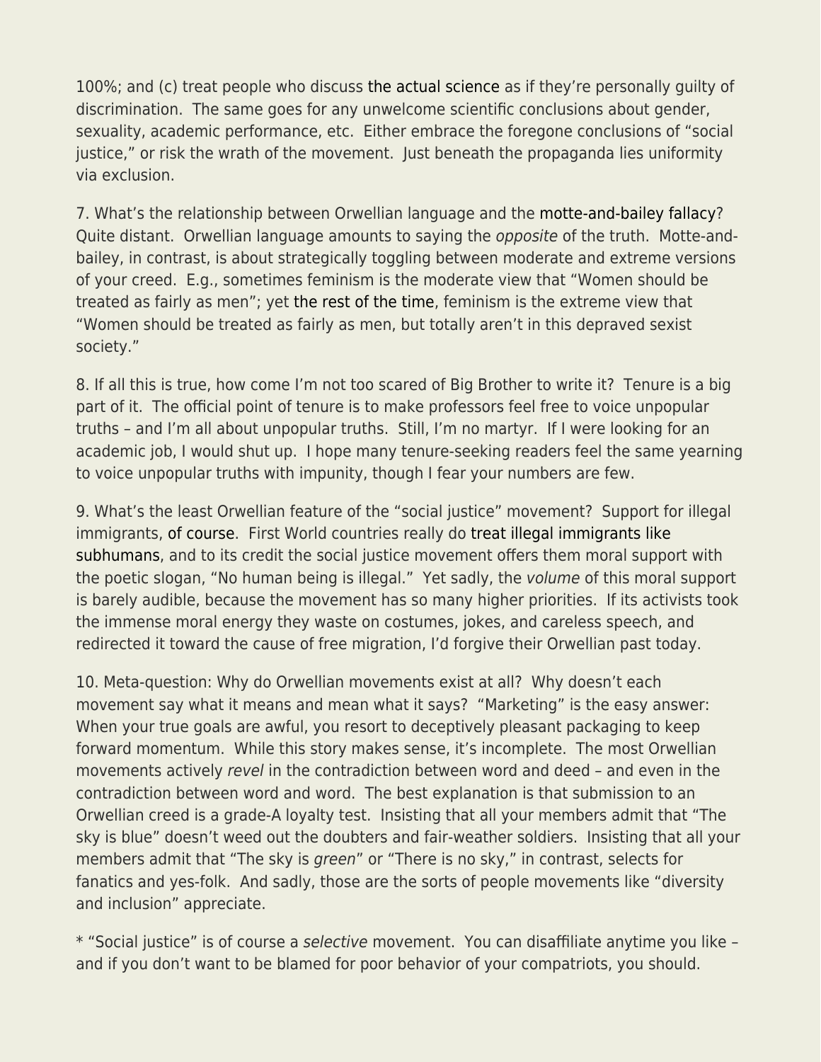100%; and (c) treat people who discuss the actual science as if they're personally guilty of discrimination. The same goes for any unwelcome scientific conclusions about gender, sexuality, academic performance, etc. Either embrace the foregone conclusions of "social justice," or risk the wrath of the movement. Just beneath the propaganda lies uniformity via exclusion.

7. What's the relationship between Orwellian language and the motte-and-bailey fallacy? Quite distant. Orwellian language amounts to saying the *opposite* of the truth. Motte-and-bailey, in contrast, is about strategically toggling between moderate and extreme versions of your creed. E.g., sometimes feminism is the moderate view that "Women should be treated as fairly as men"; yet the rest of the time, feminism is the extreme view that "Women should be treated as fairly as men, but totally aren't in this depraved sexist society."

8. If all this is true, how come I'm not too scared of Big Brother to write it? Tenure is a big part of it. The official point of tenure is to make professors feel free to voice unpopular truths – and I'm all about unpopular truths. Still, I'm no martyr. If I were looking for an academic job, I would shut up. I hope many tenure-seeking readers feel the same yearning to voice unpopular truths with impunity, though I fear your numbers are few.

9. What's the least Orwellian feature of the "social justice" movement? Support for illegal immigrants, of course. First World countries really do treat illegal immigrants like subhumans, and to its credit the social justice movement offers them moral support with the poetic slogan, "No human being is illegal." Yet sadly, the *volume* of this moral support is barely audible, because the movement has so many higher priorities. If its activists took the immense moral energy they waste on costumes, jokes, and careless speech, and redirected it toward the cause of free migration, I'd forgive their Orwellian past today.

10. Meta-question: Why do Orwellian movements exist at all? Why doesn't each movement say what it means and mean what it says? "Marketing" is the easy answer: When your true goals are awful, you resort to deceptively pleasant packaging to keep forward momentum. While this story makes sense, it's incomplete. The most Orwellian movements actively *revel* in the contradiction between word and deed – and even in the contradiction between word and word. The best explanation is that submission to an Orwellian creed is a grade-A loyalty test. Insisting that all your members admit that "The sky is blue" doesn't weed out the doubters and fair-weather soldiers. Insisting that all your members admit that "The sky is *green*" or "There is no sky," in contrast, selects for fanatics and yes-folk. And sadly, those are the sorts of people movements like "diversity and inclusion" appreciate.

* "Social justice" is of course a *selective* movement. You can disaffiliate anytime you like – and if you don't want to be blamed for poor behavior of your compatriots, you should.